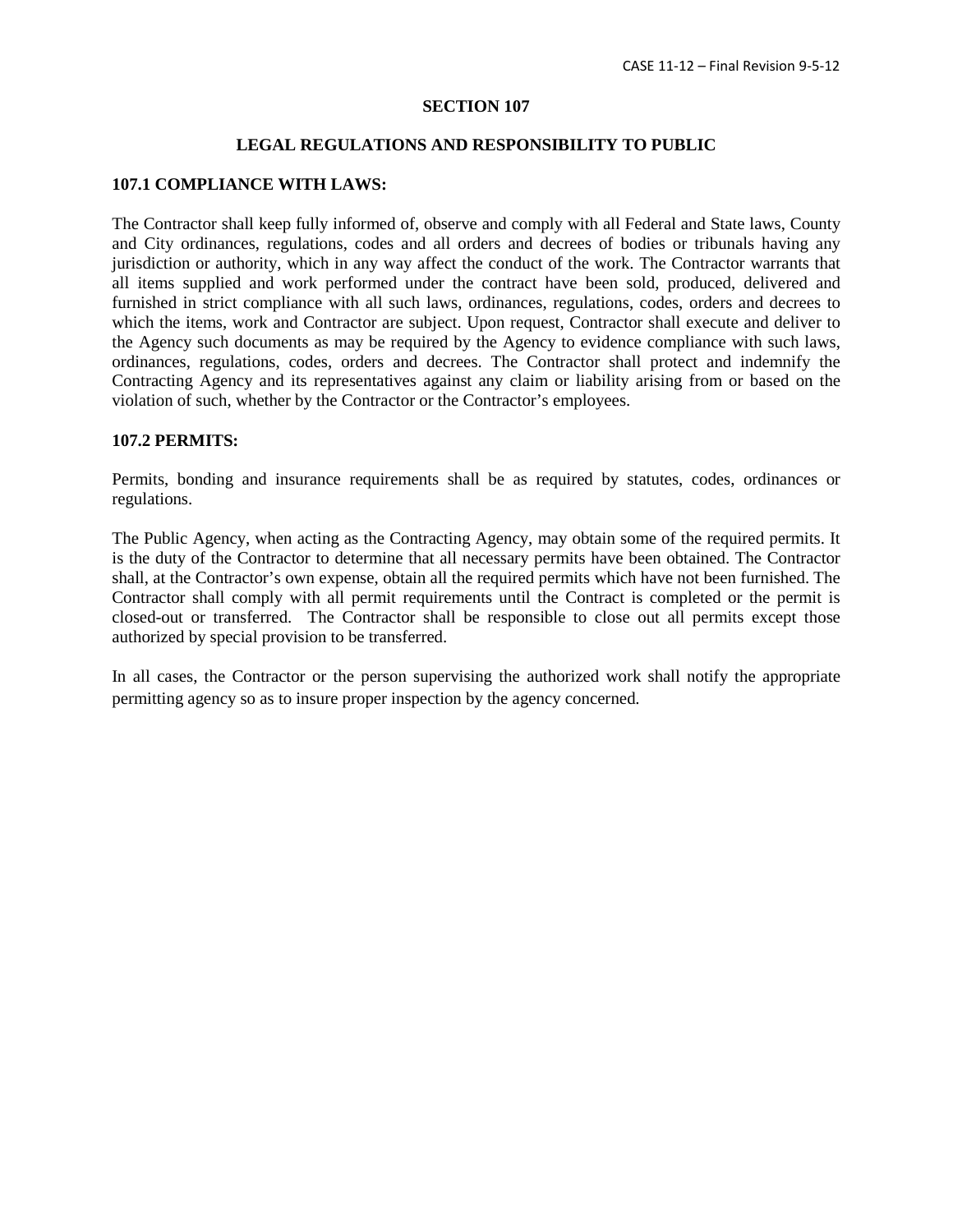# SECTION 107

## LEGAL REGULATIONS AND RESPONSIBILITY TO PUBLIC

### 107.1 COMPLIANCE WITH LAWS:

The Contractor shall keep fully informed of, observe and comply with all Federal and State laws, County and City ordinances, regulations, codes and all orders and decrees of bodies or tribunals having any jurisdiction or authority, which in any way affect the conduct of the work. The Contractor warrants that all items supplied and work performed under the contract have been sold, produced, delivered and furnished in strict compliance with all such laws, ordinances, regulations, codes, orders and decrees to which the items, work and Contractor are subject. Upon request, Contractor shall execute and deliver to the Agency such documents as may be required by the Agency to evidence compliance with such laws, ordinances, regulations, codes, orders and decrees. The Contractor shall protect and indemnify the Contracting Agency and its representatives against any claim or liability arising from or based on the violation of such, whether by the Contractor or the Contractor's employees.

### 107.2 PERMITS:

Permits, bonding and insurance requirements shall be as required by statutes, codes, ordinances or regulations.

The Public Agency, when acting as the Contracting Agency, may obtain some of the required permits. It is the duty of the Contractor to determine that all necessary permits have been obtained. The Contractor shall, at the Contractor's own expense, obtain all the required permits which have not been furnished. The Contractor shall comply with all permit requirements until the Contract is completed or the permit is closed-out or transferred. The Contractor shall be responsible to close out all permits except those authorized by special provision to be transferred.

In all cases, the Contractor or the person supervising the authorized work shall notify the appropriate permitting agency so as to insure proper inspection by the agency concerned.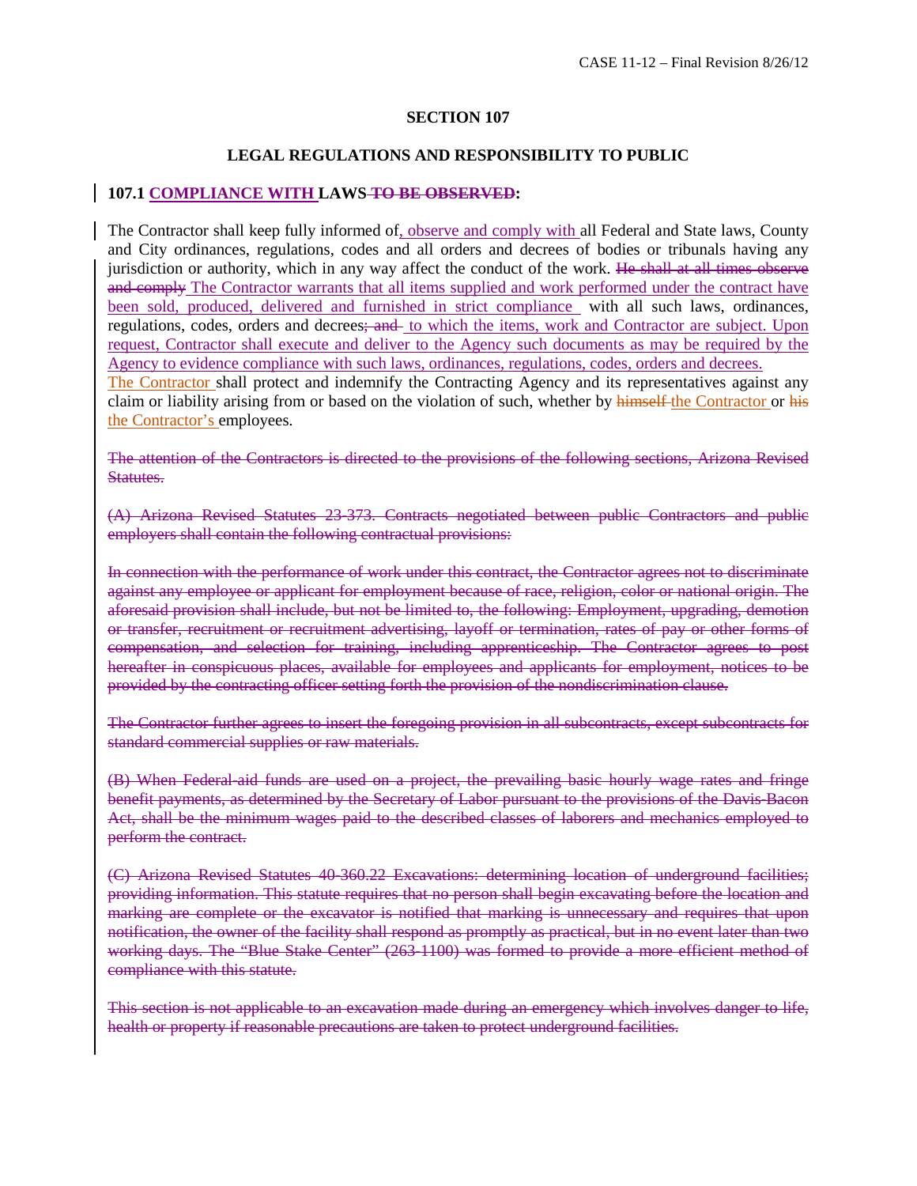## SECTION 107

## LEGAL REGULATIONS AND RESPONSIBILITY TO PUBLIC

### 107.1 COMPLIANCE WITH LAWS ~~TO BE OBSERVED~~:

The Contractor shall keep fully informed of, observe and comply with all Federal and State laws, County and City ordinances, regulations, codes and all orders and decrees of bodies or tribunals having any jurisdiction or authority, which in any way affect the conduct of the work. ~~He shall at all times observe and comply~~ The Contractor warrants that all items supplied and work performed under the contract have been sold, produced, delivered and furnished in strict compliance with all such laws, ordinances, regulations, codes, orders and decrees~~; and~~ to which the items, work and Contractor are subject. Upon request, Contractor shall execute and deliver to the Agency such documents as may be required by the Agency to evidence compliance with such laws, ordinances, regulations, codes, orders and decrees. The Contractor shall protect and indemnify the Contracting Agency and its representatives against any claim or liability arising from or based on the violation of such, whether by ~~himself~~ the Contractor or ~~his~~ the Contractor's employees.

~~The attention of the Contractors is directed to the provisions of the following sections, Arizona Revised Statutes.~~

~~(A) Arizona Revised Statutes 23-373. Contracts negotiated between public Contractors and public employers shall contain the following contractual provisions:~~

~~In connection with the performance of work under this contract, the Contractor agrees not to discriminate against any employee or applicant for employment because of race, religion, color or national origin. The aforesaid provision shall include, but not be limited to, the following: Employment, upgrading, demotion or transfer, recruitment or recruitment advertising, layoff or termination, rates of pay or other forms of compensation, and selection for training, including apprenticeship. The Contractor agrees to post hereafter in conspicuous places, available for employees and applicants for employment, notices to be provided by the contracting officer setting forth the provision of the nondiscrimination clause.~~

~~The Contractor further agrees to insert the foregoing provision in all subcontracts, except subcontracts for standard commercial supplies or raw materials.~~

~~(B) When Federal-aid funds are used on a project, the prevailing basic hourly wage rates and fringe benefit payments, as determined by the Secretary of Labor pursuant to the provisions of the Davis-Bacon Act, shall be the minimum wages paid to the described classes of laborers and mechanics employed to perform the contract.~~

~~(C) Arizona Revised Statutes 40-360.22 Excavations: determining location of underground facilities; providing information. This statute requires that no person shall begin excavating before the location and marking are complete or the excavator is notified that marking is unnecessary and requires that upon notification, the owner of the facility shall respond as promptly as practical, but in no event later than two working days. The "Blue Stake Center" (263-1100) was formed to provide a more efficient method of compliance with this statute.~~

~~This section is not applicable to an excavation made during an emergency which involves danger to life, health or property if reasonable precautions are taken to protect underground facilities.~~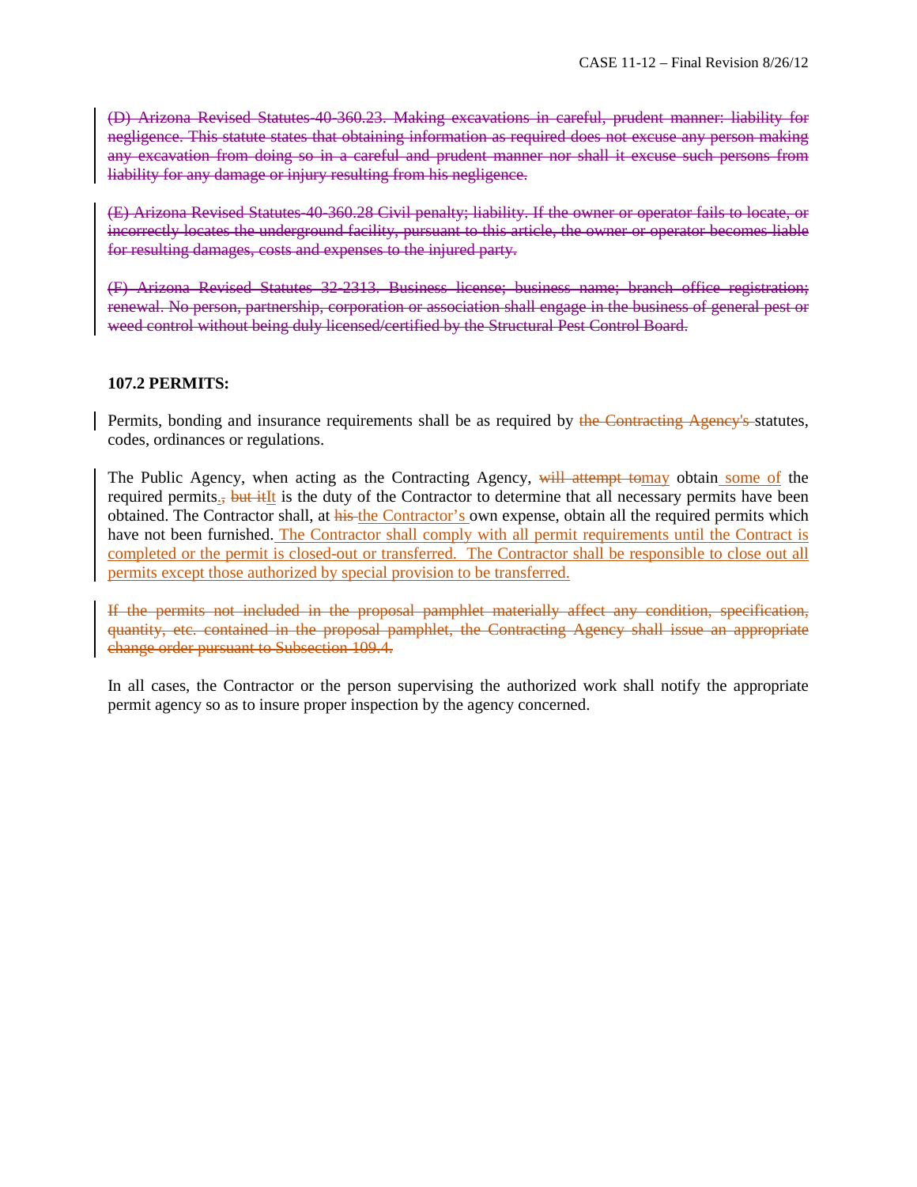~~(D) Arizona Revised Statutes-40-360.23. Making excavations in careful, prudent manner: liability for negligence. This statute states that obtaining information as required does not excuse any person making any excavation from doing so in a careful and prudent manner nor shall it excuse such persons from liability for any damage or injury resulting from his negligence.~~

~~(E) Arizona Revised Statutes-40-360.28 Civil penalty; liability. If the owner or operator fails to locate, or incorrectly locates the underground facility, pursuant to this article, the owner or operator becomes liable for resulting damages, costs and expenses to the injured party.~~

~~(F) Arizona Revised Statutes 32-2313. Business license; business name; branch office registration; renewal. No person, partnership, corporation or association shall engage in the business of general pest or weed control without being duly licensed/certified by the Structural Pest Control Board.~~

**107.2 PERMITS:**

Permits, bonding and insurance requirements shall be as required by ~~the Contracting Agency's~~ statutes, codes, ordinances or regulations.

The Public Agency, when acting as the Contracting Agency, ~~will attempt to~~<u>may</u> obtain <u>some of</u> the required permits<u>.</u>~~,~~ ~~but it~~<u>It</u> is the duty of the Contractor to determine that all necessary permits have been obtained. The Contractor shall, at ~~his~~ <u>the Contractor's</u> own expense, obtain all the required permits which have not been furnished. <u>The Contractor shall comply with all permit requirements until the Contract is completed or the permit is closed-out or transferred. The Contractor shall be responsible to close out all permits except those authorized by special provision to be transferred.</u>

~~If the permits not included in the proposal pamphlet materially affect any condition, specification, quantity, etc. contained in the proposal pamphlet, the Contracting Agency shall issue an appropriate change order pursuant to Subsection 109.4.~~

In all cases, the Contractor or the person supervising the authorized work shall notify the appropriate permit agency so as to insure proper inspection by the agency concerned.